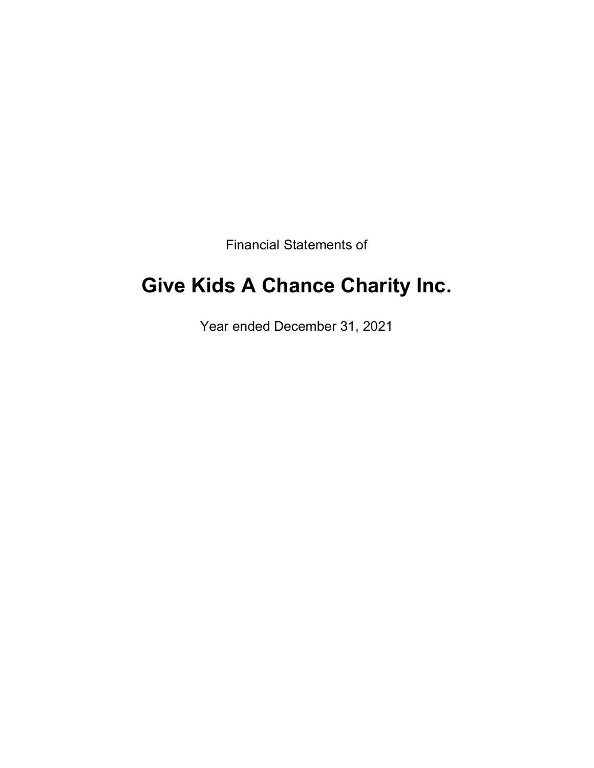Financial Statements of

# Give Kids A Chance Charity Inc.

Year ended December 31, 2021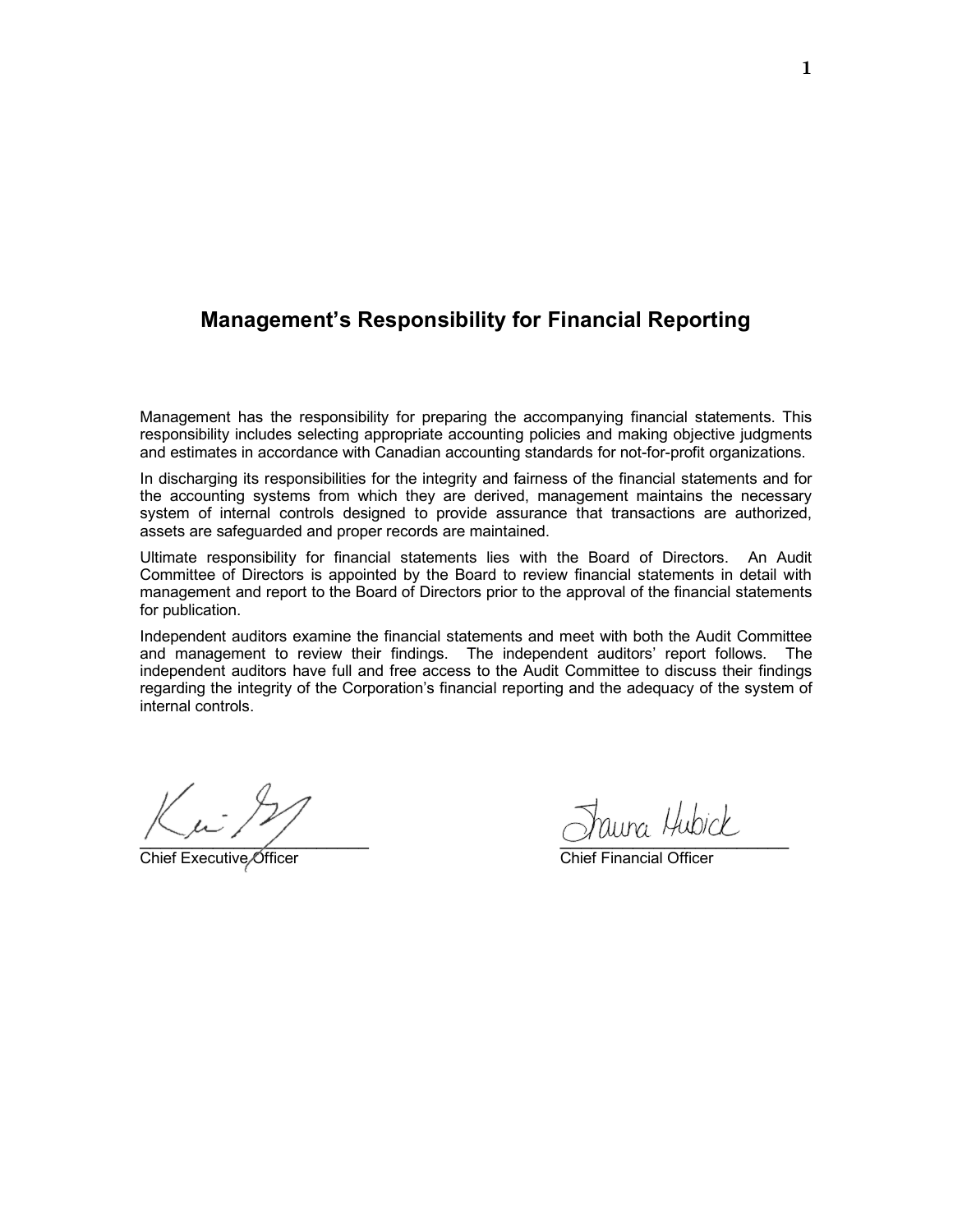# Management's Responsibility for Financial Reporting

Management has the responsibility for preparing the accompanying financial statements. This responsibility includes selecting appropriate accounting policies and making objective judgments and estimates in accordance with Canadian accounting standards for not-for-profit organizations.

In discharging its responsibilities for the integrity and fairness of the financial statements and for the accounting systems from which they are derived, management maintains the necessary system of internal controls designed to provide assurance that transactions are authorized, assets are safeguarded and proper records are maintained.

Ultimate responsibility for financial statements lies with the Board of Directors. An Audit Committee of Directors is appointed by the Board to review financial statements in detail with management and report to the Board of Directors prior to the approval of the financial statements for publication.

Independent auditors examine the financial statements and meet with both the Audit Committee and management to review their findings. The independent auditors' report follows. The independent auditors have full and free access to the Audit Committee to discuss their findings regarding the integrity of the Corporation's financial reporting and the adequacy of the system of internal controls.

Chief Executive Officer

Shauna Hubick
Chief Financial Officer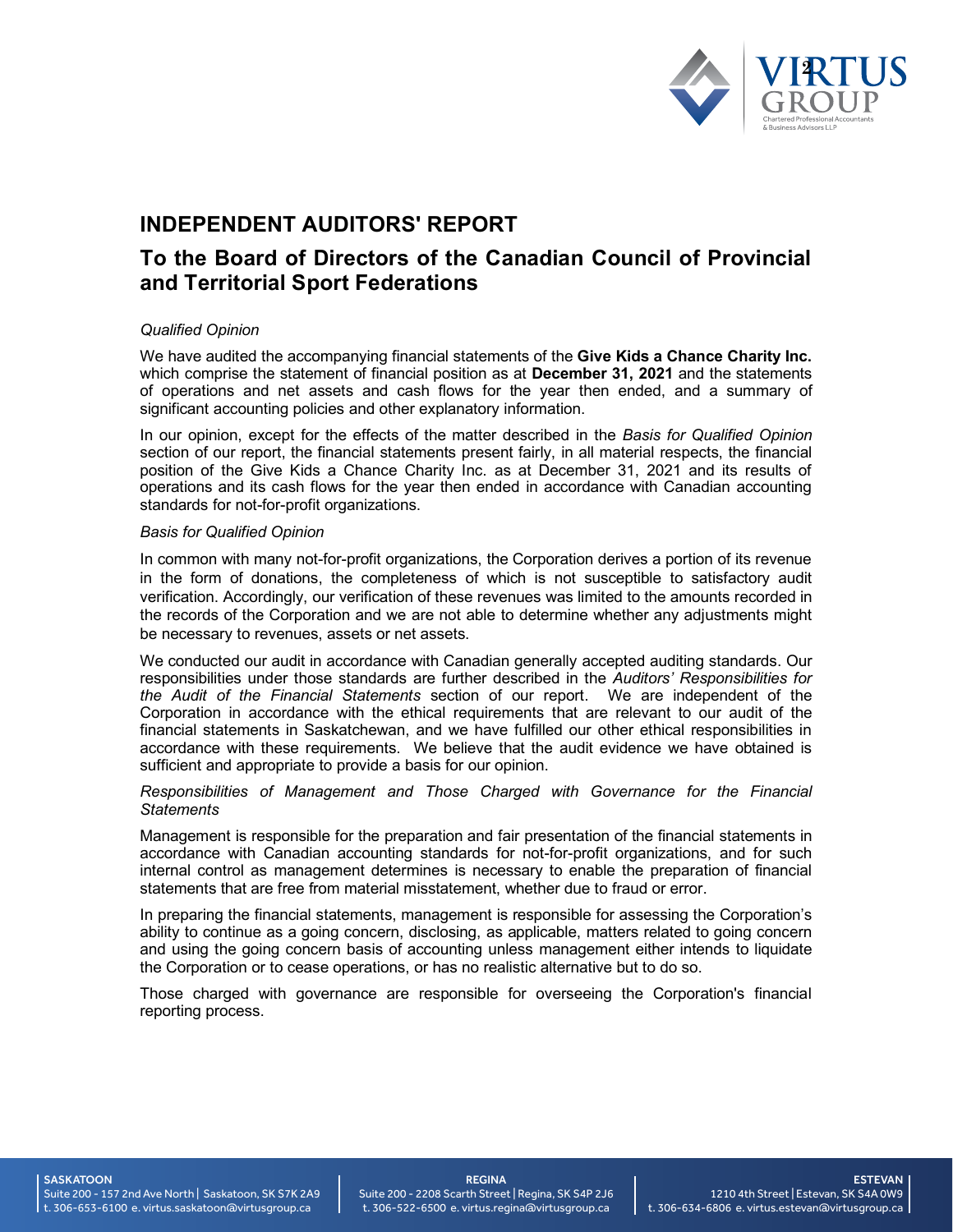# INDEPENDENT AUDITORS' REPORT

## To the Board of Directors of the Canadian Council of Provincial and Territorial Sport Federations

*Qualified Opinion*

We have audited the accompanying financial statements of the **Give Kids a Chance Charity Inc.** which comprise the statement of financial position as at **December 31, 2021** and the statements of operations and net assets and cash flows for the year then ended, and a summary of significant accounting policies and other explanatory information.

In our opinion, except for the effects of the matter described in the *Basis for Qualified Opinion* section of our report, the financial statements present fairly, in all material respects, the financial position of the Give Kids a Chance Charity Inc. as at December 31, 2021 and its results of operations and its cash flows for the year then ended in accordance with Canadian accounting standards for not-for-profit organizations.

*Basis for Qualified Opinion*

In common with many not-for-profit organizations, the Corporation derives a portion of its revenue in the form of donations, the completeness of which is not susceptible to satisfactory audit verification. Accordingly, our verification of these revenues was limited to the amounts recorded in the records of the Corporation and we are not able to determine whether any adjustments might be necessary to revenues, assets or net assets.

We conducted our audit in accordance with Canadian generally accepted auditing standards. Our responsibilities under those standards are further described in the *Auditors' Responsibilities for the Audit of the Financial Statements* section of our report. We are independent of the Corporation in accordance with the ethical requirements that are relevant to our audit of the financial statements in Saskatchewan, and we have fulfilled our other ethical responsibilities in accordance with these requirements. We believe that the audit evidence we have obtained is sufficient and appropriate to provide a basis for our opinion.

*Responsibilities of Management and Those Charged with Governance for the Financial Statements*

Management is responsible for the preparation and fair presentation of the financial statements in accordance with Canadian accounting standards for not-for-profit organizations, and for such internal control as management determines is necessary to enable the preparation of financial statements that are free from material misstatement, whether due to fraud or error.

In preparing the financial statements, management is responsible for assessing the Corporation's ability to continue as a going concern, disclosing, as applicable, matters related to going concern and using the going concern basis of accounting unless management either intends to liquidate the Corporation or to cease operations, or has no realistic alternative but to do so.

Those charged with governance are responsible for overseeing the Corporation's financial reporting process.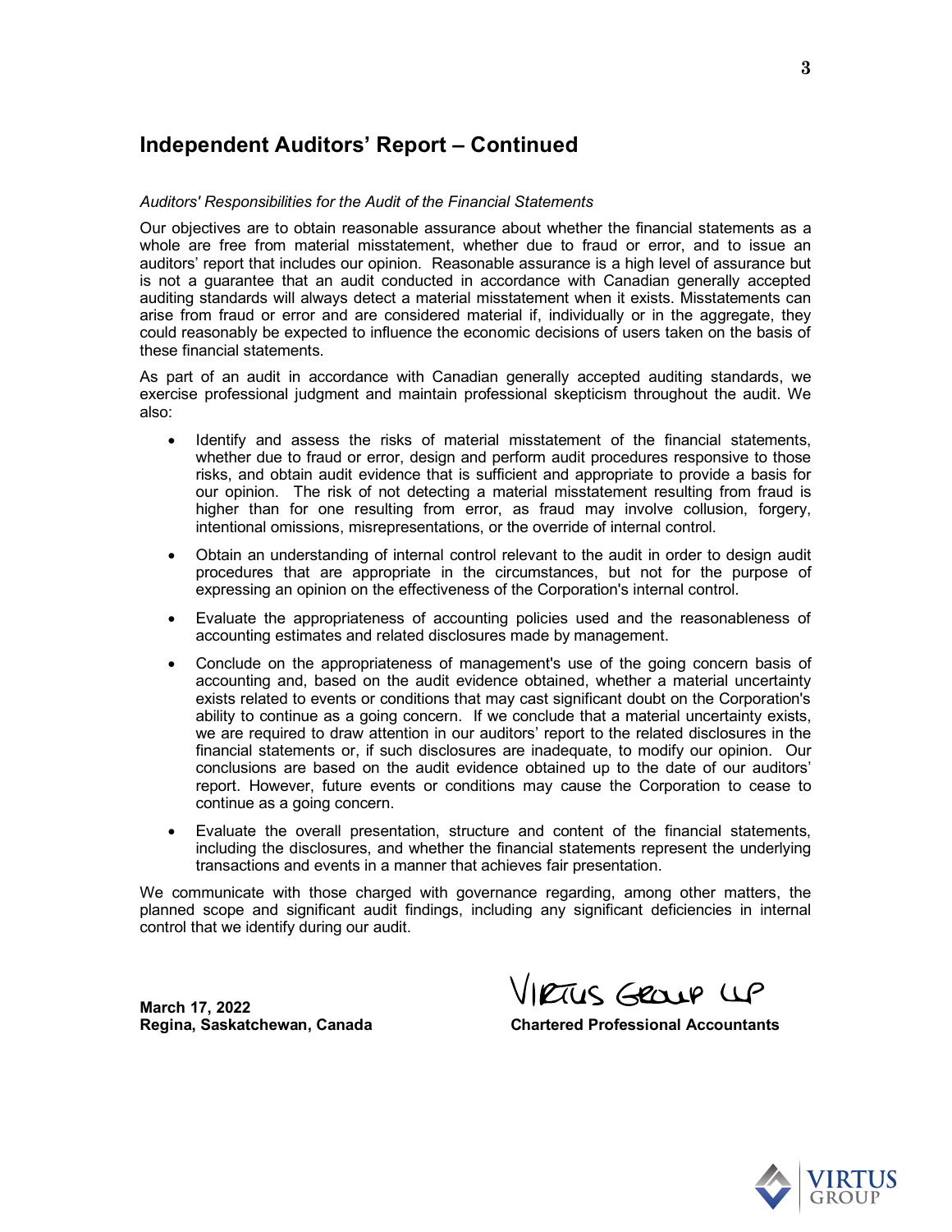## Independent Auditors' Report – Continued

*Auditors' Responsibilities for the Audit of the Financial Statements*

Our objectives are to obtain reasonable assurance about whether the financial statements as a whole are free from material misstatement, whether due to fraud or error, and to issue an auditors' report that includes our opinion. Reasonable assurance is a high level of assurance but is not a guarantee that an audit conducted in accordance with Canadian generally accepted auditing standards will always detect a material misstatement when it exists. Misstatements can arise from fraud or error and are considered material if, individually or in the aggregate, they could reasonably be expected to influence the economic decisions of users taken on the basis of these financial statements.

As part of an audit in accordance with Canadian generally accepted auditing standards, we exercise professional judgment and maintain professional skepticism throughout the audit. We also:

- Identify and assess the risks of material misstatement of the financial statements, whether due to fraud or error, design and perform audit procedures responsive to those risks, and obtain audit evidence that is sufficient and appropriate to provide a basis for our opinion. The risk of not detecting a material misstatement resulting from fraud is higher than for one resulting from error, as fraud may involve collusion, forgery, intentional omissions, misrepresentations, or the override of internal control.

- Obtain an understanding of internal control relevant to the audit in order to design audit procedures that are appropriate in the circumstances, but not for the purpose of expressing an opinion on the effectiveness of the Corporation's internal control.

- Evaluate the appropriateness of accounting policies used and the reasonableness of accounting estimates and related disclosures made by management.

- Conclude on the appropriateness of management's use of the going concern basis of accounting and, based on the audit evidence obtained, whether a material uncertainty exists related to events or conditions that may cast significant doubt on the Corporation's ability to continue as a going concern. If we conclude that a material uncertainty exists, we are required to draw attention in our auditors' report to the related disclosures in the financial statements or, if such disclosures are inadequate, to modify our opinion. Our conclusions are based on the audit evidence obtained up to the date of our auditors' report. However, future events or conditions may cause the Corporation to cease to continue as a going concern.

- Evaluate the overall presentation, structure and content of the financial statements, including the disclosures, and whether the financial statements represent the underlying transactions and events in a manner that achieves fair presentation.

We communicate with those charged with governance regarding, among other matters, the planned scope and significant audit findings, including any significant deficiencies in internal control that we identify during our audit.

Virtus Group LLP

**March 17, 2022**
**Regina, Saskatchewan, Canada**

**Chartered Professional Accountants**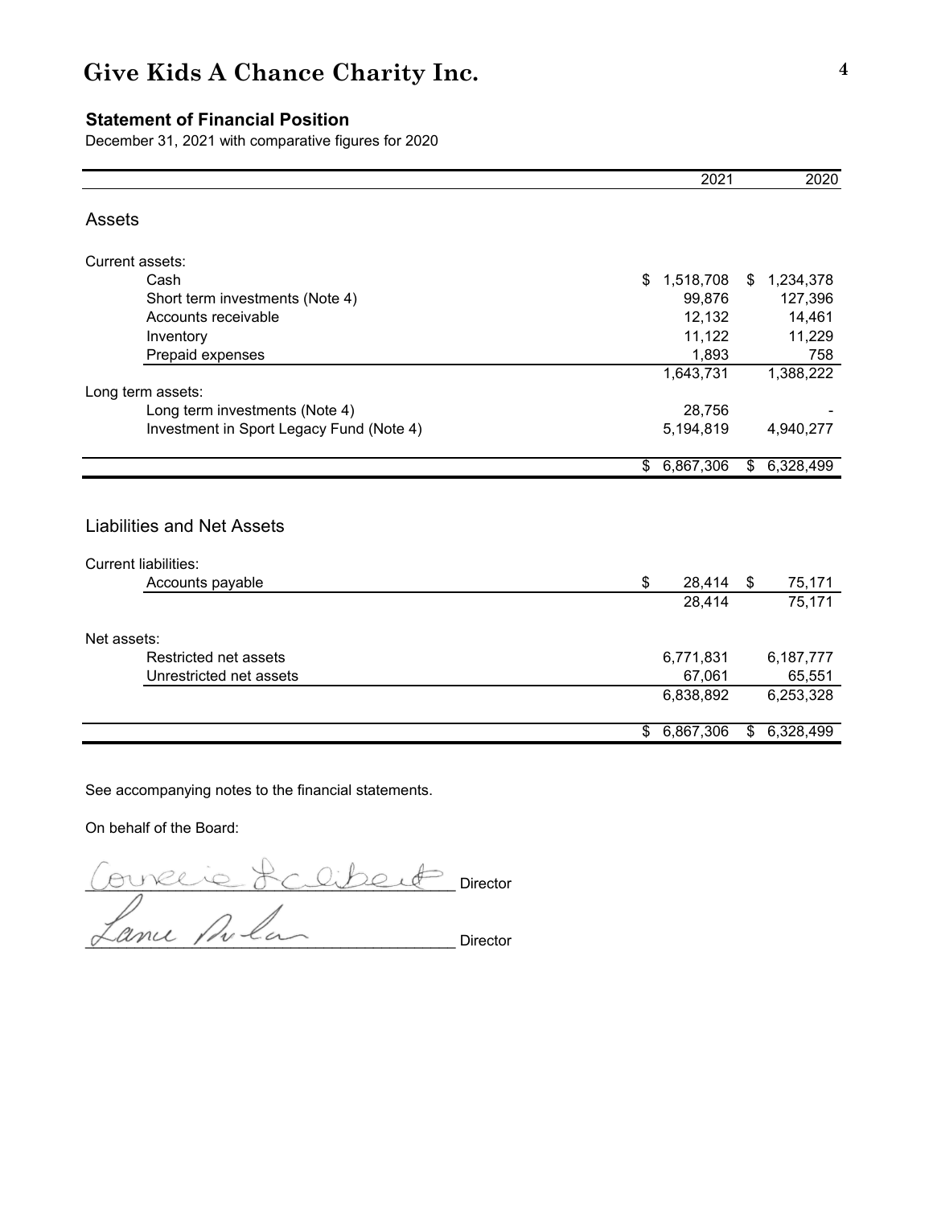# Give Kids A Chance Charity Inc.

**Statement of Financial Position**

December 31, 2021 with comparative figures for 2020

| | 2021 | 2020 |
|---|---|---|
| **Assets** | | |
| Current assets: | | |
| Cash | $ 1,518,708 | $ 1,234,378 |
| Short term investments (Note 4) | 99,876 | 127,396 |
| Accounts receivable | 12,132 | 14,461 |
| Inventory | 11,122 | 11,229 |
| Prepaid expenses | 1,893 | 758 |
| | 1,643,731 | 1,388,222 |
| Long term assets: | | |
| Long term investments (Note 4) | 28,756 | - |
| Investment in Sport Legacy Fund (Note 4) | 5,194,819 | 4,940,277 |
| | $ 6,867,306 | $ 6,328,499 |
| **Liabilities and Net Assets** | | |
| Current liabilities: | | |
| Accounts payable | $ 28,414 | $ 75,171 |
| | 28,414 | 75,171 |
| Net assets: | | |
| Restricted net assets | 6,771,831 | 6,187,777 |
| Unrestricted net assets | 67,061 | 65,551 |
| | 6,838,892 | 6,253,328 |
| | $ 6,867,306 | $ 6,328,499 |

See accompanying notes to the financial statements.

On behalf of the Board:

Connie Laliberte _______________ Director

Lance Pulan _______________ Director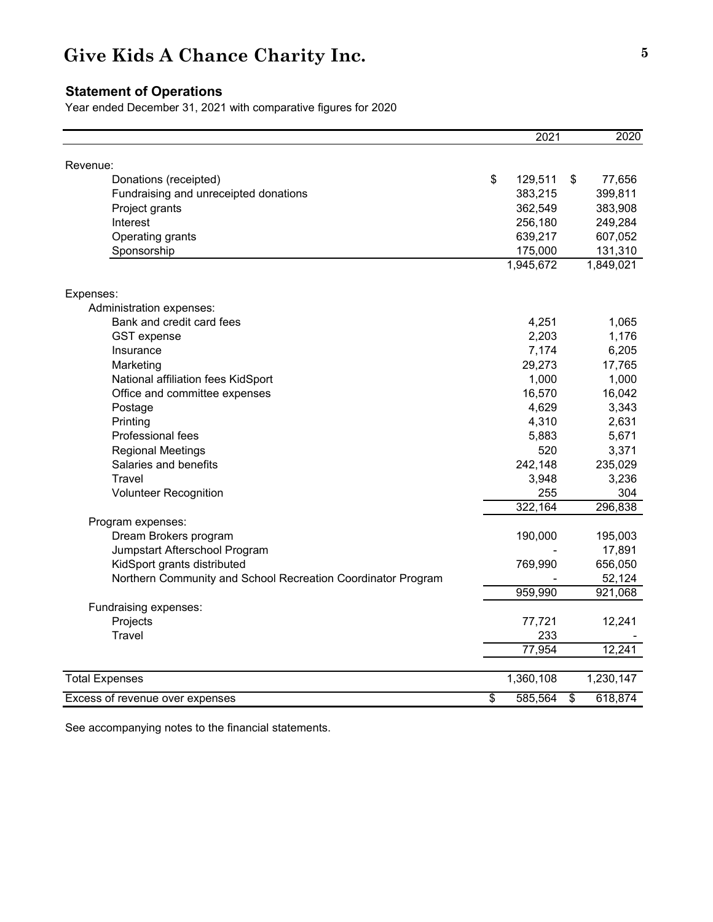# Give Kids A Chance Charity Inc.

## Statement of Operations

Year ended December 31, 2021 with comparative figures for 2020

| | 2021 | 2020 |
|---|---|---|
| Revenue: | | |
| Donations (receipted) | $ 129,511 | $ 77,656 |
| Fundraising and unreceipted donations | 383,215 | 399,811 |
| Project grants | 362,549 | 383,908 |
| Interest | 256,180 | 249,284 |
| Operating grants | 639,217 | 607,052 |
| Sponsorship | 175,000 | 131,310 |
| | 1,945,672 | 1,849,021 |
| Expenses: | | |
| Administration expenses: | | |
| Bank and credit card fees | 4,251 | 1,065 |
| GST expense | 2,203 | 1,176 |
| Insurance | 7,174 | 6,205 |
| Marketing | 29,273 | 17,765 |
| National affiliation fees KidSport | 1,000 | 1,000 |
| Office and committee expenses | 16,570 | 16,042 |
| Postage | 4,629 | 3,343 |
| Printing | 4,310 | 2,631 |
| Professional fees | 5,883 | 5,671 |
| Regional Meetings | 520 | 3,371 |
| Salaries and benefits | 242,148 | 235,029 |
| Travel | 3,948 | 3,236 |
| Volunteer Recognition | 255 | 304 |
| | 322,164 | 296,838 |
| Program expenses: | | |
| Dream Brokers program | 190,000 | 195,003 |
| Jumpstart Afterschool Program | - | 17,891 |
| KidSport grants distributed | 769,990 | 656,050 |
| Northern Community and School Recreation Coordinator Program | - | 52,124 |
| | 959,990 | 921,068 |
| Fundraising expenses: | | |
| Projects | 77,721 | 12,241 |
| Travel | 233 | - |
| | 77,954 | 12,241 |
| Total Expenses | 1,360,108 | 1,230,147 |
| Excess of revenue over expenses | $ 585,564 | $ 618,874 |

See accompanying notes to the financial statements.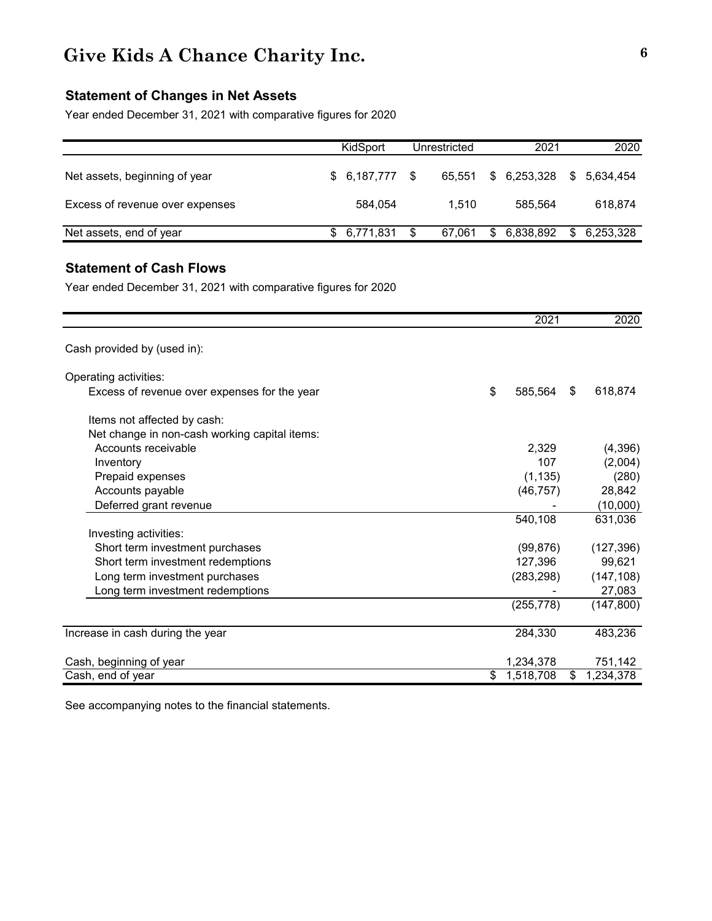# Give Kids A Chance Charity Inc.

## Statement of Changes in Net Assets

Year ended December 31, 2021 with comparative figures for 2020

| | KidSport | Unrestricted | 2021 | 2020 |
|---|---|---|---|---|
| Net assets, beginning of year | $ 6,187,777 | $ 65,551 | $ 6,253,328 | $ 5,634,454 |
| Excess of revenue over expenses | 584,054 | 1,510 | 585,564 | 618,874 |
| Net assets, end of year | $ 6,771,831 | $ 67,061 | $ 6,838,892 | $ 6,253,328 |

## Statement of Cash Flows

Year ended December 31, 2021 with comparative figures for 2020

| | 2021 | 2020 |
|---|---|---|
| Cash provided by (used in): | | |
| Operating activities: | | |
| Excess of revenue over expenses for the year | $ 585,564 | $ 618,874 |
| Items not affected by cash: | | |
| Net change in non-cash working capital items: | | |
| Accounts receivable | 2,329 | (4,396) |
| Inventory | 107 | (2,004) |
| Prepaid expenses | (1,135) | (280) |
| Accounts payable | (46,757) | 28,842 |
| Deferred grant revenue | - | (10,000) |
| | 540,108 | 631,036 |
| Investing activities: | | |
| Short term investment purchases | (99,876) | (127,396) |
| Short term investment redemptions | 127,396 | 99,621 |
| Long term investment purchases | (283,298) | (147,108) |
| Long term investment redemptions | - | 27,083 |
| | (255,778) | (147,800) |
| Increase in cash during the year | 284,330 | 483,236 |
| Cash, beginning of year | 1,234,378 | 751,142 |
| Cash, end of year | $ 1,518,708 | $ 1,234,378 |

See accompanying notes to the financial statements.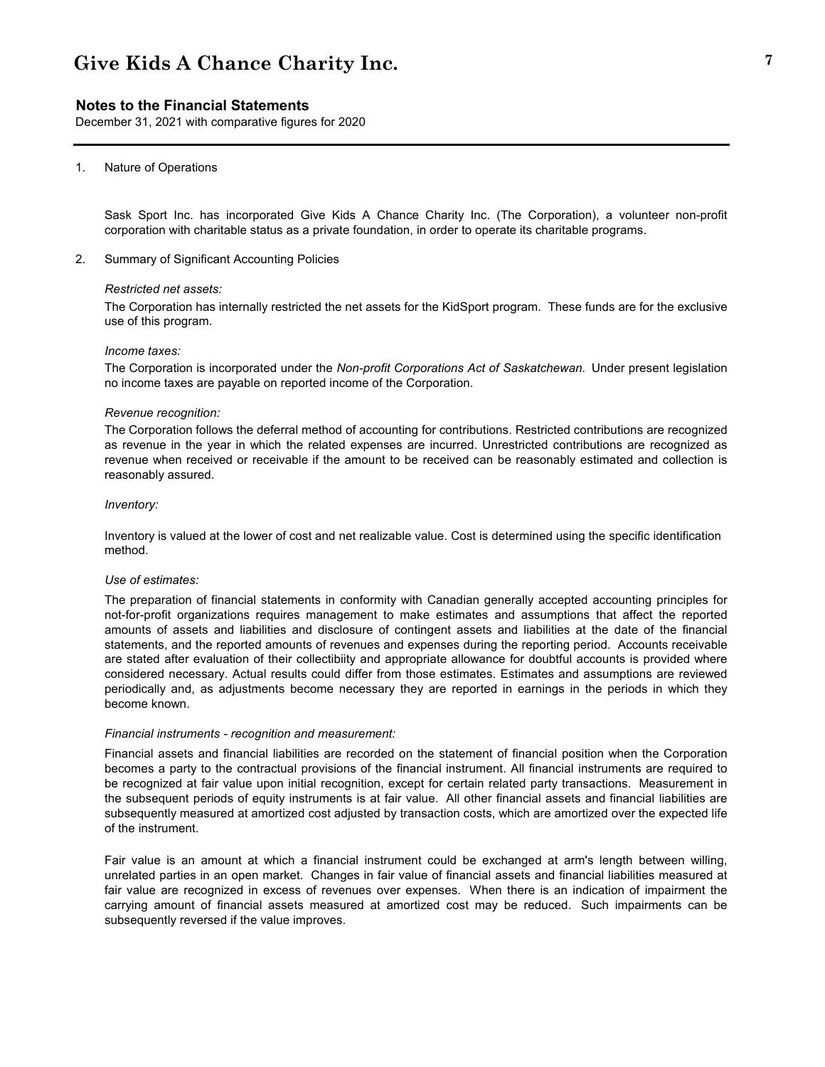# Give Kids A Chance Charity Inc.

## Notes to the Financial Statements

December 31, 2021 with comparative figures for 2020

1. Nature of Operations

Sask Sport Inc. has incorporated Give Kids A Chance Charity Inc. (The Corporation), a volunteer non-profit corporation with charitable status as a private foundation, in order to operate its charitable programs.

2. Summary of Significant Accounting Policies

*Restricted net assets:*

The Corporation has internally restricted the net assets for the KidSport program. These funds are for the exclusive use of this program.

*Income taxes:*

The Corporation is incorporated under the *Non-profit Corporations Act of Saskatchewan.* Under present legislation no income taxes are payable on reported income of the Corporation.

*Revenue recognition:*

The Corporation follows the deferral method of accounting for contributions. Restricted contributions are recognized as revenue in the year in which the related expenses are incurred. Unrestricted contributions are recognized as revenue when received or receivable if the amount to be received can be reasonably estimated and collection is reasonably assured.

*Inventory:*

Inventory is valued at the lower of cost and net realizable value. Cost is determined using the specific identification method.

*Use of estimates:*

The preparation of financial statements in conformity with Canadian generally accepted accounting principles for not-for-profit organizations requires management to make estimates and assumptions that affect the reported amounts of assets and liabilities and disclosure of contingent assets and liabilities at the date of the financial statements, and the reported amounts of revenues and expenses during the reporting period. Accounts receivable are stated after evaluation of their collectibiity and appropriate allowance for doubtful accounts is provided where considered necessary. Actual results could differ from those estimates. Estimates and assumptions are reviewed periodically and, as adjustments become necessary they are reported in earnings in the periods in which they become known.

*Financial instruments - recognition and measurement:*

Financial assets and financial liabilities are recorded on the statement of financial position when the Corporation becomes a party to the contractual provisions of the financial instrument. All financial instruments are required to be recognized at fair value upon initial recognition, except for certain related party transactions. Measurement in the subsequent periods of equity instruments is at fair value. All other financial assets and financial liabilities are subsequently measured at amortized cost adjusted by transaction costs, which are amortized over the expected life of the instrument.

Fair value is an amount at which a financial instrument could be exchanged at arm's length between willing, unrelated parties in an open market. Changes in fair value of financial assets and financial liabilities measured at fair value are recognized in excess of revenues over expenses. When there is an indication of impairment the carrying amount of financial assets measured at amortized cost may be reduced. Such impairments can be subsequently reversed if the value improves.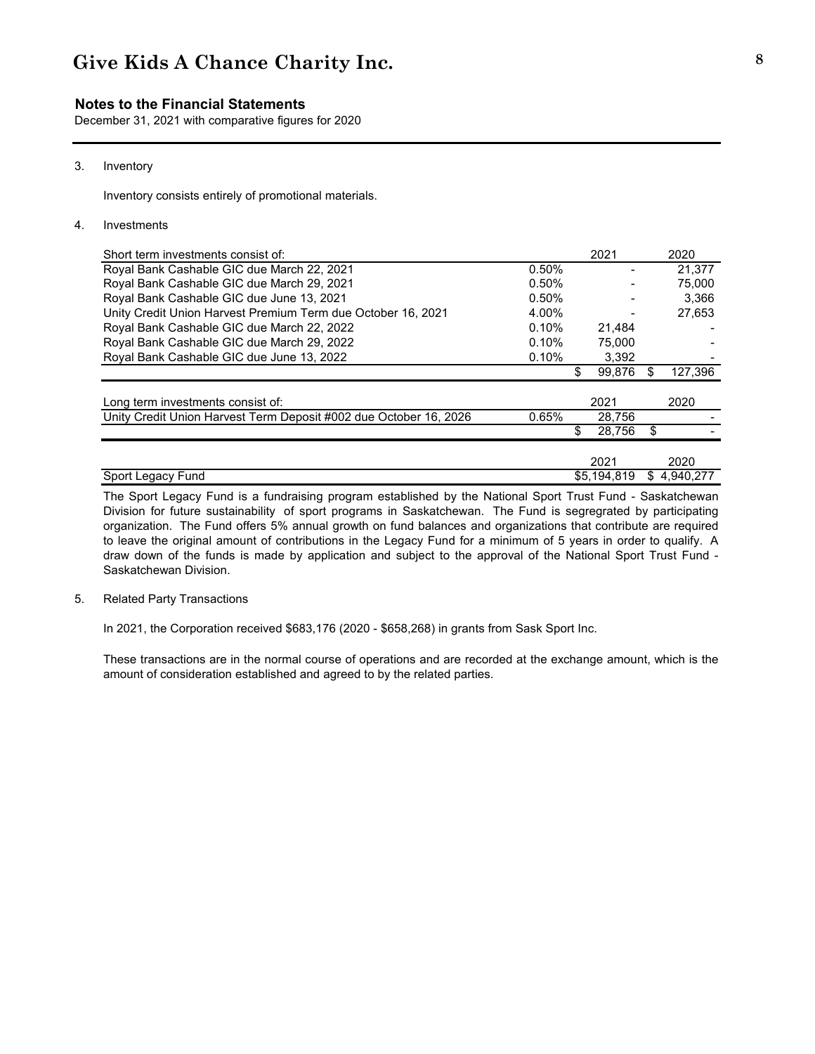# Give Kids A Chance Charity Inc.

## Notes to the Financial Statements

December 31, 2021 with comparative figures for 2020

3. Inventory

   Inventory consists entirely of promotional materials.

4. Investments

| Short term investments consist of: | | 2021 | 2020 |
|---|---|---|---|
| Royal Bank Cashable GIC due March 22, 2021 | 0.50% | - | 21,377 |
| Royal Bank Cashable GIC due March 29, 2021 | 0.50% | - | 75,000 |
| Royal Bank Cashable GIC due June 13, 2021 | 0.50% | - | 3,366 |
| Unity Credit Union Harvest Premium Term due October 16, 2021 | 4.00% | - | 27,653 |
| Royal Bank Cashable GIC due March 22, 2022 | 0.10% | 21,484 | - |
| Royal Bank Cashable GIC due March 29, 2022 | 0.10% | 75,000 | - |
| Royal Bank Cashable GIC due June 13, 2022 | 0.10% | 3,392 | - |
| | | $ 99,876 | $ 127,396 |

| Long term investments consist of: | | 2021 | 2020 |
|---|---|---|---|
| Unity Credit Union Harvest Term Deposit #002 due October 16, 2026 | 0.65% | 28,756 | - |
| | | $ 28,756 | $ - |

| | 2021 | 2020 |
|---|---|---|
| Sport Legacy Fund | $5,194,819 | $ 4,940,277 |

The Sport Legacy Fund is a fundraising program established by the National Sport Trust Fund - Saskatchewan Division for future sustainability of sport programs in Saskatchewan. The Fund is segregated by participating organization. The Fund offers 5% annual growth on fund balances and organizations that contribute are required to leave the original amount of contributions in the Legacy Fund for a minimum of 5 years in order to qualify. A draw down of the funds is made by application and subject to the approval of the National Sport Trust Fund - Saskatchewan Division.

5. Related Party Transactions

   In 2021, the Corporation received $683,176 (2020 - $658,268) in grants from Sask Sport Inc.

   These transactions are in the normal course of operations and are recorded at the exchange amount, which is the amount of consideration established and agreed to by the related parties.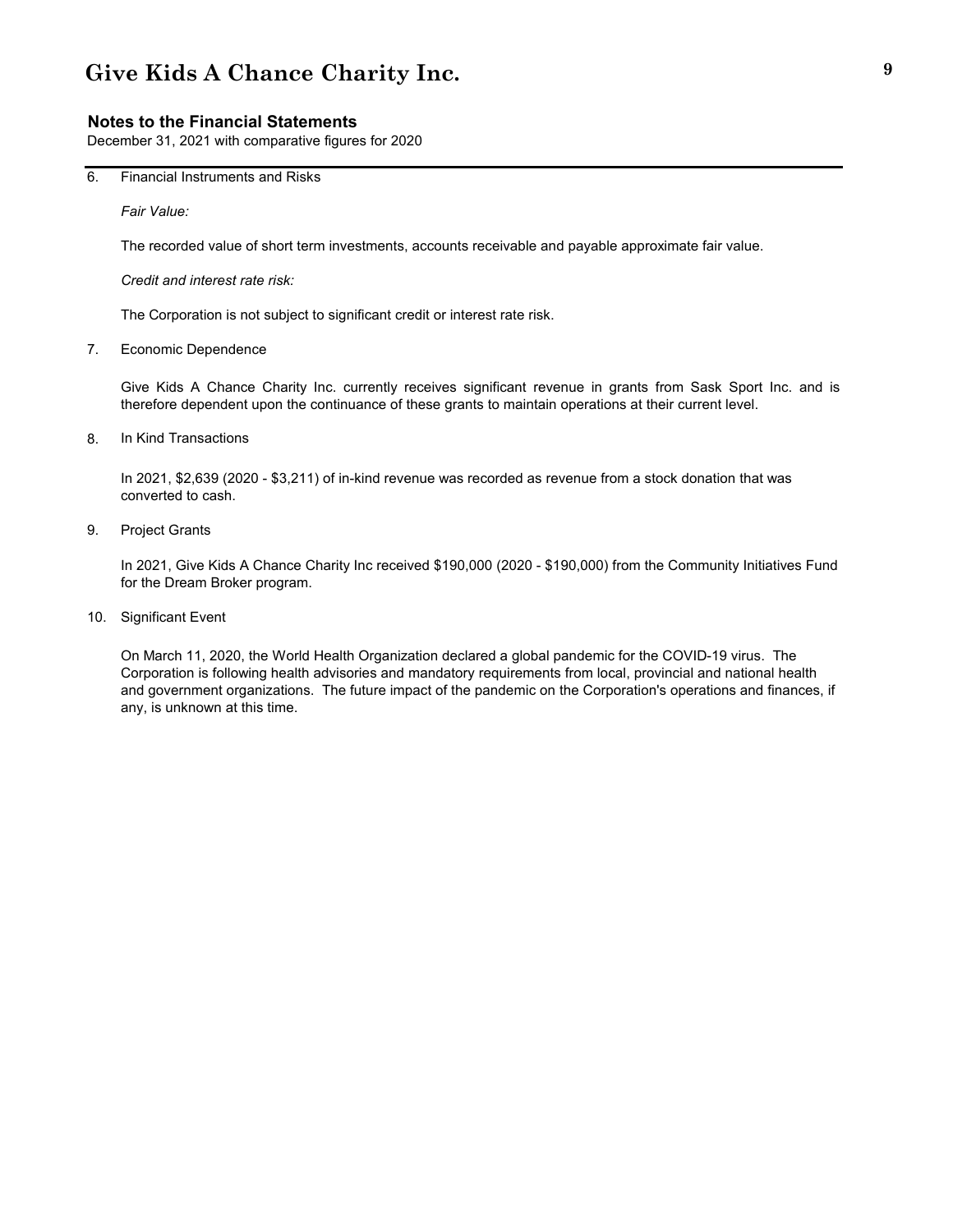# Give Kids A Chance Charity Inc.

**Notes to the Financial Statements**

December 31, 2021 with comparative figures for 2020

6. Financial Instruments and Risks

   *Fair Value:*

   The recorded value of short term investments, accounts receivable and payable approximate fair value.

   *Credit and interest rate risk:*

   The Corporation is not subject to significant credit or interest rate risk.

7. Economic Dependence

   Give Kids A Chance Charity Inc. currently receives significant revenue in grants from Sask Sport Inc. and is therefore dependent upon the continuance of these grants to maintain operations at their current level.

8. In Kind Transactions

   In 2021, $2,639 (2020 - $3,211) of in-kind revenue was recorded as revenue from a stock donation that was converted to cash.

9. Project Grants

   In 2021, Give Kids A Chance Charity Inc received $190,000 (2020 - $190,000) from the Community Initiatives Fund for the Dream Broker program.

10. Significant Event

    On March 11, 2020, the World Health Organization declared a global pandemic for the COVID-19 virus. The Corporation is following health advisories and mandatory requirements from local, provincial and national health and government organizations. The future impact of the pandemic on the Corporation's operations and finances, if any, is unknown at this time.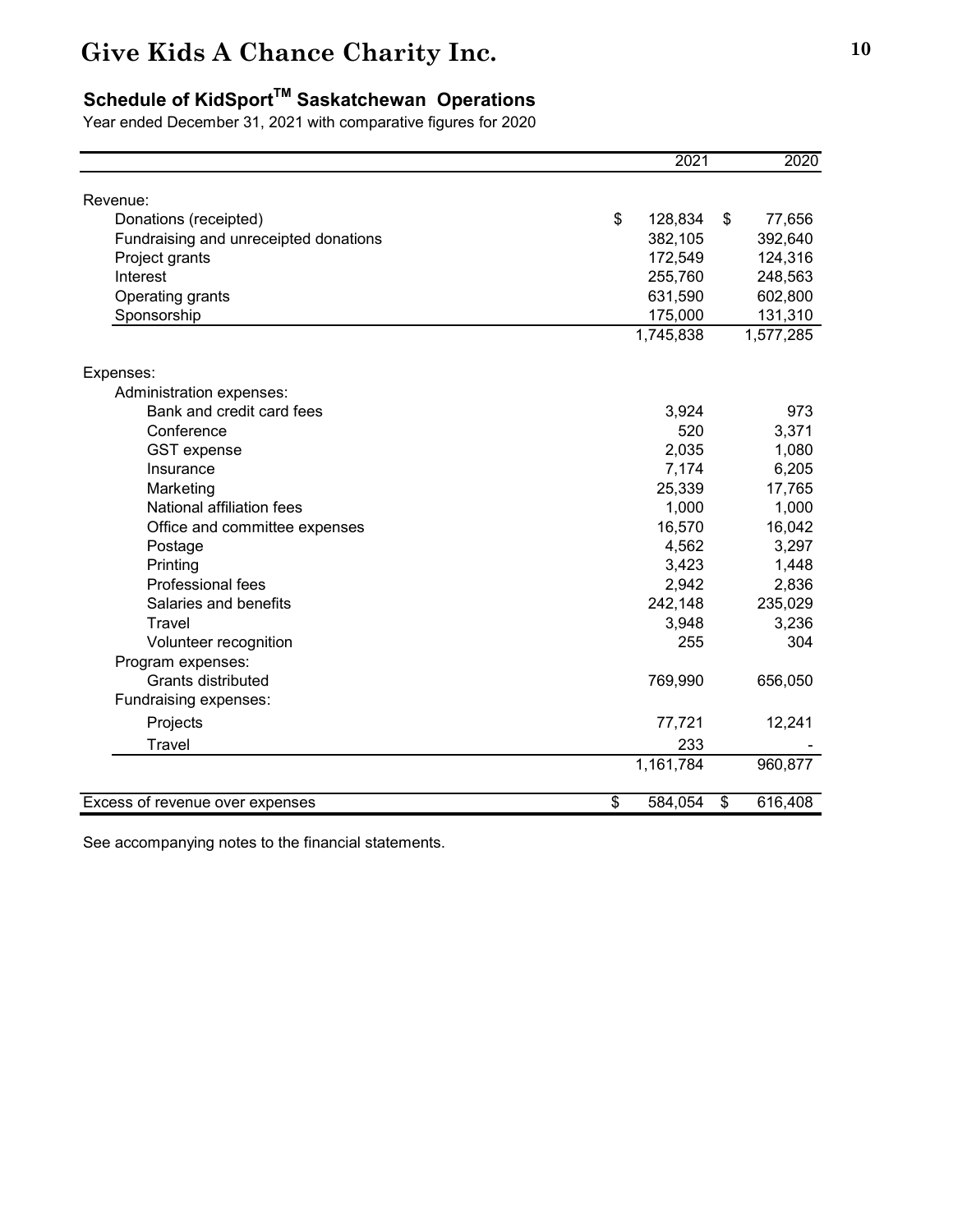# Give Kids A Chance Charity Inc.

## Schedule of KidSport™ Saskatchewan Operations

Year ended December 31, 2021 with comparative figures for 2020

| | 2021 | 2020 |
|---|---|---|
| Revenue: | | |
| Donations (receipted) | $ 128,834 | $ 77,656 |
| Fundraising and unreceipted donations | 382,105 | 392,640 |
| Project grants | 172,549 | 124,316 |
| Interest | 255,760 | 248,563 |
| Operating grants | 631,590 | 602,800 |
| Sponsorship | 175,000 | 131,310 |
| | 1,745,838 | 1,577,285 |
| Expenses: | | |
| Administration expenses: | | |
| Bank and credit card fees | 3,924 | 973 |
| Conference | 520 | 3,371 |
| GST expense | 2,035 | 1,080 |
| Insurance | 7,174 | 6,205 |
| Marketing | 25,339 | 17,765 |
| National affiliation fees | 1,000 | 1,000 |
| Office and committee expenses | 16,570 | 16,042 |
| Postage | 4,562 | 3,297 |
| Printing | 3,423 | 1,448 |
| Professional fees | 2,942 | 2,836 |
| Salaries and benefits | 242,148 | 235,029 |
| Travel | 3,948 | 3,236 |
| Volunteer recognition | 255 | 304 |
| Program expenses: | | |
| Grants distributed | 769,990 | 656,050 |
| Fundraising expenses: | | |
| Projects | 77,721 | 12,241 |
| Travel | 233 | - |
| | 1,161,784 | 960,877 |
| Excess of revenue over expenses | $ 584,054 | $ 616,408 |

See accompanying notes to the financial statements.